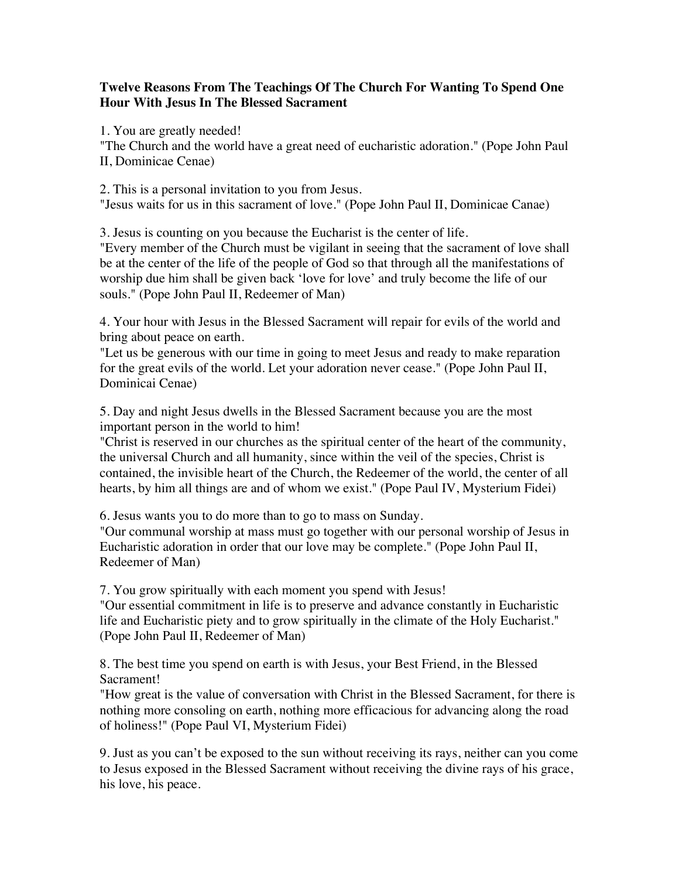**Twelve Reasons From The Teachings Of The Church For Wanting To Spend One Hour With Jesus In The Blessed Sacrament**

1. You are greatly needed!
"The Church and the world have a great need of eucharistic adoration." (Pope John Paul II, Dominicae Cenae)

2. This is a personal invitation to you from Jesus.
"Jesus waits for us in this sacrament of love." (Pope John Paul II, Dominicae Canae)

3. Jesus is counting on you because the Eucharist is the center of life.
"Every member of the Church must be vigilant in seeing that the sacrament of love shall be at the center of the life of the people of God so that through all the manifestations of worship due him shall be given back 'love for love' and truly become the life of our souls." (Pope John Paul II, Redeemer of Man)

4. Your hour with Jesus in the Blessed Sacrament will repair for evils of the world and bring about peace on earth.
"Let us be generous with our time in going to meet Jesus and ready to make reparation for the great evils of the world. Let your adoration never cease." (Pope John Paul II, Dominicai Cenae)

5. Day and night Jesus dwells in the Blessed Sacrament because you are the most important person in the world to him!
"Christ is reserved in our churches as the spiritual center of the heart of the community, the universal Church and all humanity, since within the veil of the species, Christ is contained, the invisible heart of the Church, the Redeemer of the world, the center of all hearts, by him all things are and of whom we exist." (Pope Paul IV, Mysterium Fidei)

6. Jesus wants you to do more than to go to mass on Sunday.
"Our communal worship at mass must go together with our personal worship of Jesus in Eucharistic adoration in order that our love may be complete." (Pope John Paul II, Redeemer of Man)

7. You grow spiritually with each moment you spend with Jesus!
"Our essential commitment in life is to preserve and advance constantly in Eucharistic life and Eucharistic piety and to grow spiritually in the climate of the Holy Eucharist." (Pope John Paul II, Redeemer of Man)

8. The best time you spend on earth is with Jesus, your Best Friend, in the Blessed Sacrament!
"How great is the value of conversation with Christ in the Blessed Sacrament, for there is nothing more consoling on earth, nothing more efficacious for advancing along the road of holiness!" (Pope Paul VI, Mysterium Fidei)

9. Just as you can't be exposed to the sun without receiving its rays, neither can you come to Jesus exposed in the Blessed Sacrament without receiving the divine rays of his grace, his love, his peace.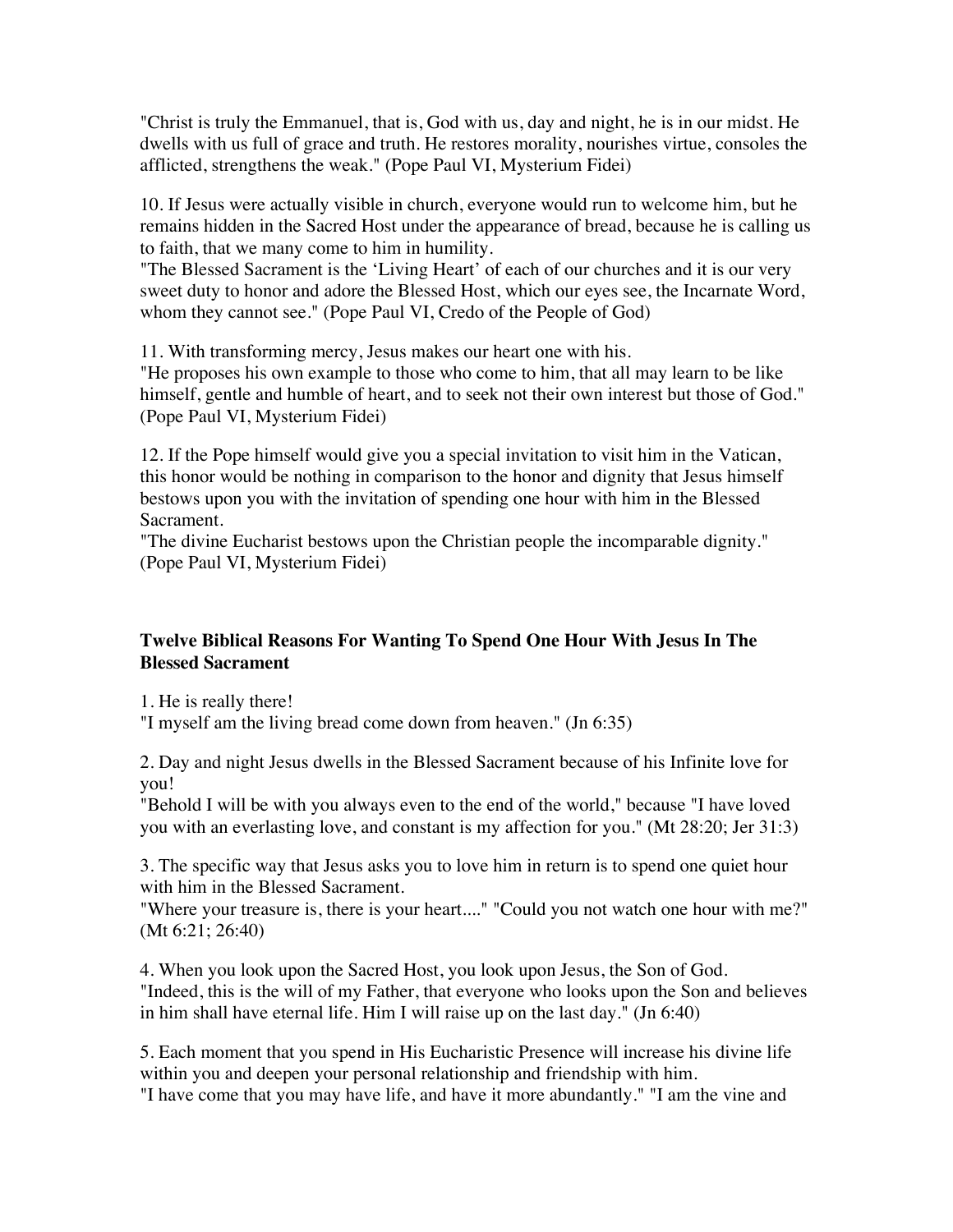"Christ is truly the Emmanuel, that is, God with us, day and night, he is in our midst. He dwells with us full of grace and truth. He restores morality, nourishes virtue, consoles the afflicted, strengthens the weak." (Pope Paul VI, Mysterium Fidei)

10. If Jesus were actually visible in church, everyone would run to welcome him, but he remains hidden in the Sacred Host under the appearance of bread, because he is calling us to faith, that we many come to him in humility.
"The Blessed Sacrament is the 'Living Heart' of each of our churches and it is our very sweet duty to honor and adore the Blessed Host, which our eyes see, the Incarnate Word, whom they cannot see." (Pope Paul VI, Credo of the People of God)

11. With transforming mercy, Jesus makes our heart one with his.
"He proposes his own example to those who come to him, that all may learn to be like himself, gentle and humble of heart, and to seek not their own interest but those of God." (Pope Paul VI, Mysterium Fidei)

12. If the Pope himself would give you a special invitation to visit him in the Vatican, this honor would be nothing in comparison to the honor and dignity that Jesus himself bestows upon you with the invitation of spending one hour with him in the Blessed Sacrament.
"The divine Eucharist bestows upon the Christian people the incomparable dignity." (Pope Paul VI, Mysterium Fidei)

**Twelve Biblical Reasons For Wanting To Spend One Hour With Jesus In The Blessed Sacrament**

1. He is really there!
"I myself am the living bread come down from heaven." (Jn 6:35)

2. Day and night Jesus dwells in the Blessed Sacrament because of his Infinite love for you!
"Behold I will be with you always even to the end of the world," because "I have loved you with an everlasting love, and constant is my affection for you." (Mt 28:20; Jer 31:3)

3. The specific way that Jesus asks you to love him in return is to spend one quiet hour with him in the Blessed Sacrament.
"Where your treasure is, there is your heart...." "Could you not watch one hour with me?" (Mt 6:21; 26:40)

4. When you look upon the Sacred Host, you look upon Jesus, the Son of God.
"Indeed, this is the will of my Father, that everyone who looks upon the Son and believes in him shall have eternal life. Him I will raise up on the last day." (Jn 6:40)

5. Each moment that you spend in His Eucharistic Presence will increase his divine life within you and deepen your personal relationship and friendship with him.
"I have come that you may have life, and have it more abundantly." "I am the vine and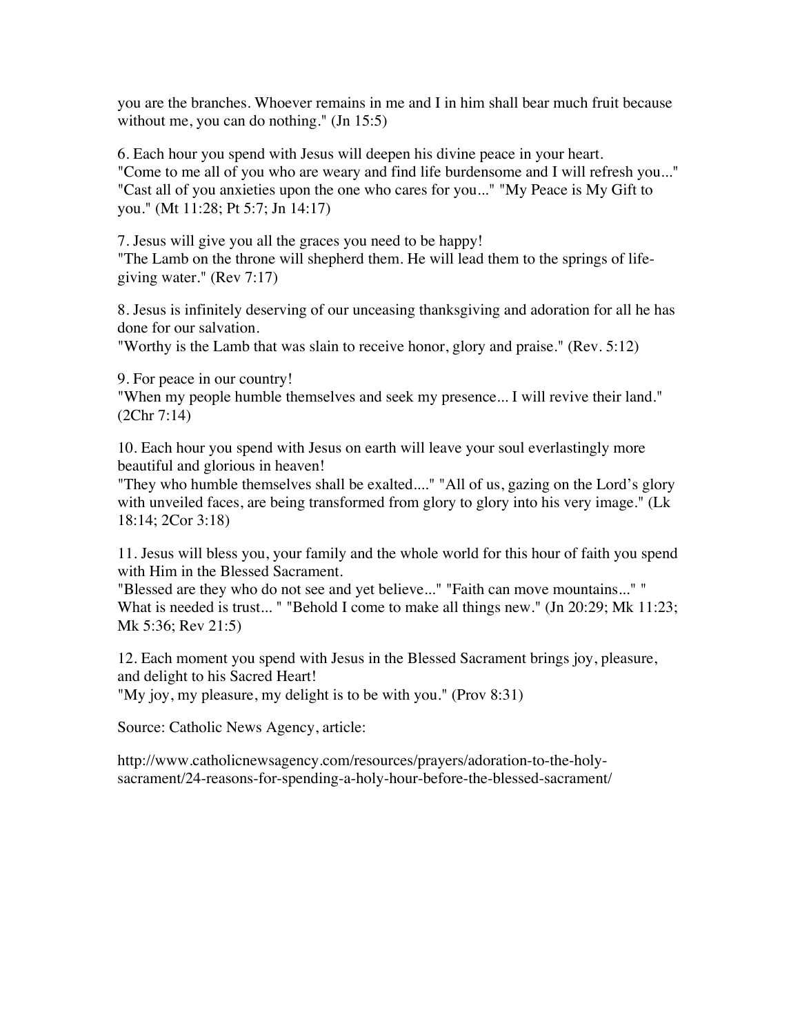you are the branches. Whoever remains in me and I in him shall bear much fruit because without me, you can do nothing." (Jn 15:5)

6. Each hour you spend with Jesus will deepen his divine peace in your heart.
"Come to me all of you who are weary and find life burdensome and I will refresh you..." "Cast all of you anxieties upon the one who cares for you..." "My Peace is My Gift to you." (Mt 11:28; Pt 5:7; Jn 14:17)

7. Jesus will give you all the graces you need to be happy!
"The Lamb on the throne will shepherd them. He will lead them to the springs of life-giving water." (Rev 7:17)

8. Jesus is infinitely deserving of our unceasing thanksgiving and adoration for all he has done for our salvation.
"Worthy is the Lamb that was slain to receive honor, glory and praise." (Rev. 5:12)

9. For peace in our country!
"When my people humble themselves and seek my presence... I will revive their land." (2Chr 7:14)

10. Each hour you spend with Jesus on earth will leave your soul everlastingly more beautiful and glorious in heaven!
"They who humble themselves shall be exalted...." "All of us, gazing on the Lord's glory with unveiled faces, are being transformed from glory to glory into his very image." (Lk 18:14; 2Cor 3:18)

11. Jesus will bless you, your family and the whole world for this hour of faith you spend with Him in the Blessed Sacrament.
"Blessed are they who do not see and yet believe..." "Faith can move mountains..." " What is needed is trust... " "Behold I come to make all things new." (Jn 20:29; Mk 11:23; Mk 5:36; Rev 21:5)

12. Each moment you spend with Jesus in the Blessed Sacrament brings joy, pleasure, and delight to his Sacred Heart!
"My joy, my pleasure, my delight is to be with you." (Prov 8:31)

Source: Catholic News Agency, article:

http://www.catholicnewsagency.com/resources/prayers/adoration-to-the-holy-sacrament/24-reasons-for-spending-a-holy-hour-before-the-blessed-sacrament/